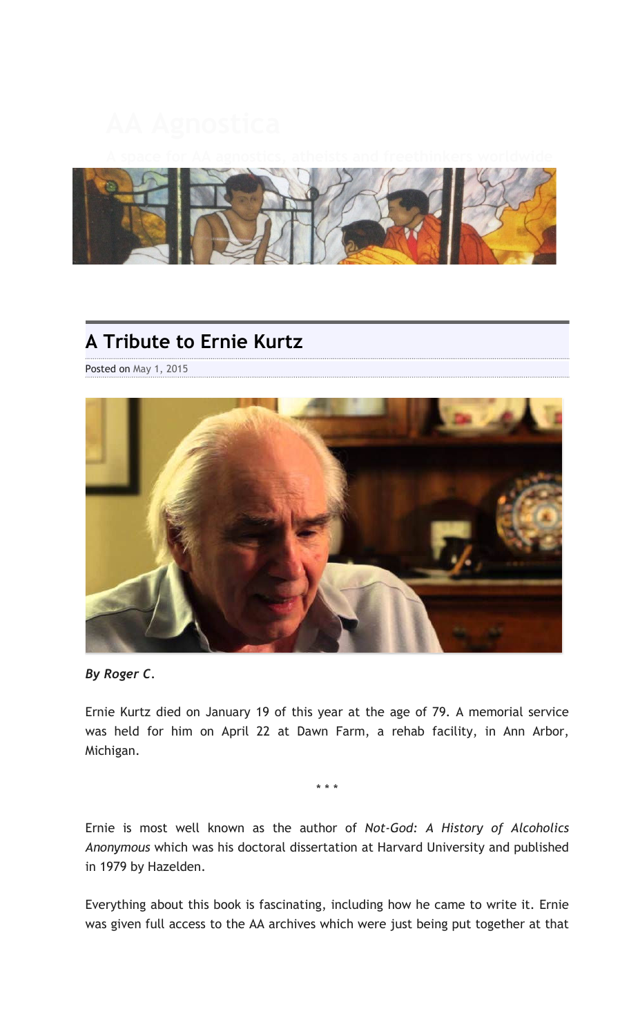AA Agnostica

A space for AA agnostics, atheists and freethinkers worldwide

## A Tribute to Ernie Kurtz

Posted on May 1, 2015

***By Roger C.***

Ernie Kurtz died on January 19 of this year at the age of 79. A memorial service was held for him on April 22 at Dawn Farm, a rehab facility, in Ann Arbor, Michigan.

\* \* \*

Ernie is most well known as the author of *Not-God: A History of Alcoholics Anonymous* which was his doctoral dissertation at Harvard University and published in 1979 by Hazelden.

Everything about this book is fascinating, including how he came to write it. Ernie was given full access to the AA archives which were just being put together at that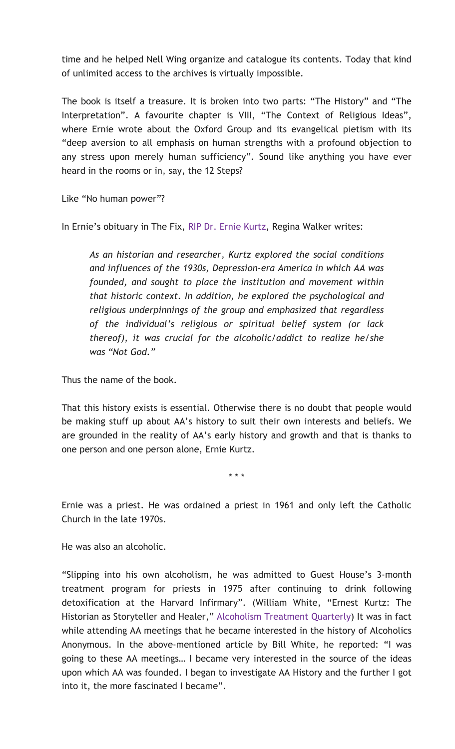time and he helped Nell Wing organize and catalogue its contents. Today that kind of unlimited access to the archives is virtually impossible.

The book is itself a treasure. It is broken into two parts: "The History" and "The Interpretation". A favourite chapter is VIII, "The Context of Religious Ideas", where Ernie wrote about the Oxford Group and its evangelical pietism with its "deep aversion to all emphasis on human strengths with a profound objection to any stress upon merely human sufficiency". Sound like anything you have ever heard in the rooms or in, say, the 12 Steps?

Like "No human power"?

In Ernie's obituary in The Fix, RIP Dr. Ernie Kurtz, Regina Walker writes:

> *As an historian and researcher, Kurtz explored the social conditions and influences of the 1930s, Depression-era America in which AA was founded, and sought to place the institution and movement within that historic context. In addition, he explored the psychological and religious underpinnings of the group and emphasized that regardless of the individual's religious or spiritual belief system (or lack thereof), it was crucial for the alcoholic/addict to realize he/she was "Not God."*

Thus the name of the book.

That this history exists is essential. Otherwise there is no doubt that people would be making stuff up about AA's history to suit their own interests and beliefs. We are grounded in the reality of AA's early history and growth and that is thanks to one person and one person alone, Ernie Kurtz.

\* \* \*

Ernie was a priest. He was ordained a priest in 1961 and only left the Catholic Church in the late 1970s.

He was also an alcoholic.

"Slipping into his own alcoholism, he was admitted to Guest House's 3-month treatment program for priests in 1975 after continuing to drink following detoxification at the Harvard Infirmary". (William White, "Ernest Kurtz: The Historian as Storyteller and Healer," Alcoholism Treatment Quarterly) It was in fact while attending AA meetings that he became interested in the history of Alcoholics Anonymous. In the above-mentioned article by Bill White, he reported: "I was going to these AA meetings… I became very interested in the source of the ideas upon which AA was founded. I began to investigate AA History and the further I got into it, the more fascinated I became".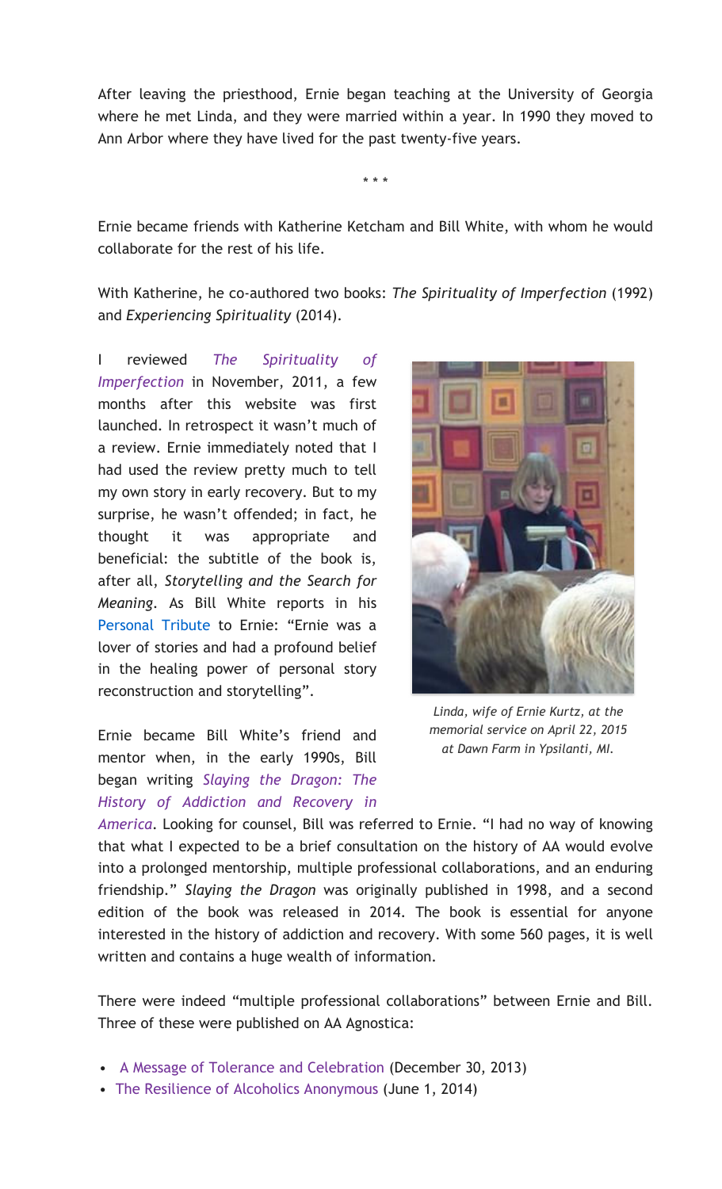After leaving the priesthood, Ernie began teaching at the University of Georgia where he met Linda, and they were married within a year. In 1990 they moved to Ann Arbor where they have lived for the past twenty-five years.

\* \* \*

Ernie became friends with Katherine Ketcham and Bill White, with whom he would collaborate for the rest of his life.

With Katherine, he co-authored two books: *The Spirituality of Imperfection* (1992) and *Experiencing Spirituality* (2014).

I reviewed *The Spirituality of Imperfection* in November, 2011, a few months after this website was first launched. In retrospect it wasn't much of a review. Ernie immediately noted that I had used the review pretty much to tell my own story in early recovery. But to my surprise, he wasn't offended; in fact, he thought it was appropriate and beneficial: the subtitle of the book is, after all, *Storytelling and the Search for Meaning*. As Bill White reports in his Personal Tribute to Ernie: "Ernie was a lover of stories and had a profound belief in the healing power of personal story reconstruction and storytelling".

*Linda, wife of Ernie Kurtz, at the memorial service on April 22, 2015 at Dawn Farm in Ypsilanti, MI.*

Ernie became Bill White's friend and mentor when, in the early 1990s, Bill began writing *Slaying the Dragon: The History of Addiction and Recovery in America*. Looking for counsel, Bill was referred to Ernie. "I had no way of knowing that what I expected to be a brief consultation on the history of AA would evolve into a prolonged mentorship, multiple professional collaborations, and an enduring friendship." *Slaying the Dragon* was originally published in 1998, and a second edition of the book was released in 2014. The book is essential for anyone interested in the history of addiction and recovery. With some 560 pages, it is well written and contains a huge wealth of information.

There were indeed "multiple professional collaborations" between Ernie and Bill. Three of these were published on AA Agnostica:

- A Message of Tolerance and Celebration (December 30, 2013)
- The Resilience of Alcoholics Anonymous (June 1, 2014)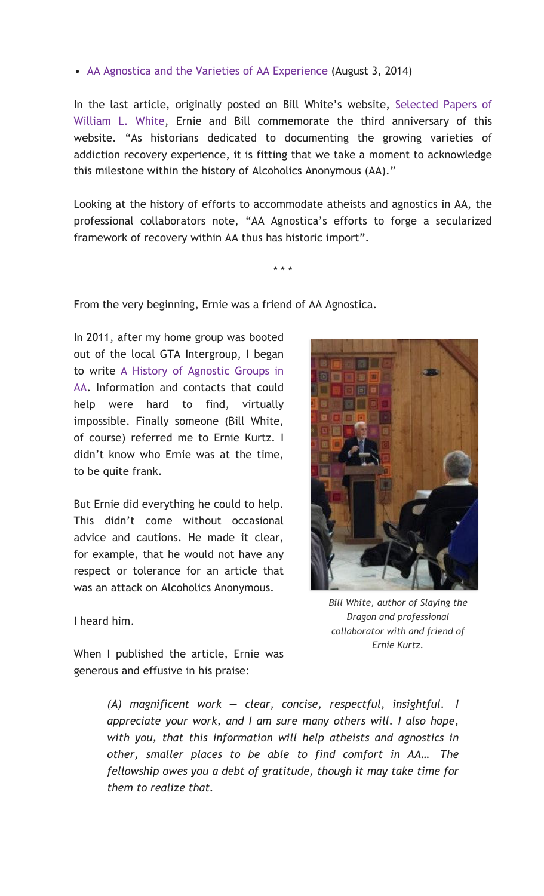- AA Agnostica and the Varieties of AA Experience (August 3, 2014)

In the last article, originally posted on Bill White's website, Selected Papers of William L. White, Ernie and Bill commemorate the third anniversary of this website. "As historians dedicated to documenting the growing varieties of addiction recovery experience, it is fitting that we take a moment to acknowledge this milestone within the history of Alcoholics Anonymous (AA)."

Looking at the history of efforts to accommodate atheists and agnostics in AA, the professional collaborators note, "AA Agnostica's efforts to forge a secularized framework of recovery within AA thus has historic import".

\* \* \*

From the very beginning, Ernie was a friend of AA Agnostica.

In 2011, after my home group was booted out of the local GTA Intergroup, I began to write A History of Agnostic Groups in AA. Information and contacts that could help were hard to find, virtually impossible. Finally someone (Bill White, of course) referred me to Ernie Kurtz. I didn't know who Ernie was at the time, to be quite frank.

But Ernie did everything he could to help. This didn't come without occasional advice and cautions. He made it clear, for example, that he would not have any respect or tolerance for an article that was an attack on Alcoholics Anonymous.

*Bill White, author of Slaying the Dragon and professional collaborator with and friend of Ernie Kurtz.*

I heard him.

When I published the article, Ernie was generous and effusive in his praise:

> *(A) magnificent work — clear, concise, respectful, insightful. I appreciate your work, and I am sure many others will. I also hope, with you, that this information will help atheists and agnostics in other, smaller places to be able to find comfort in AA… The fellowship owes you a debt of gratitude, though it may take time for them to realize that.*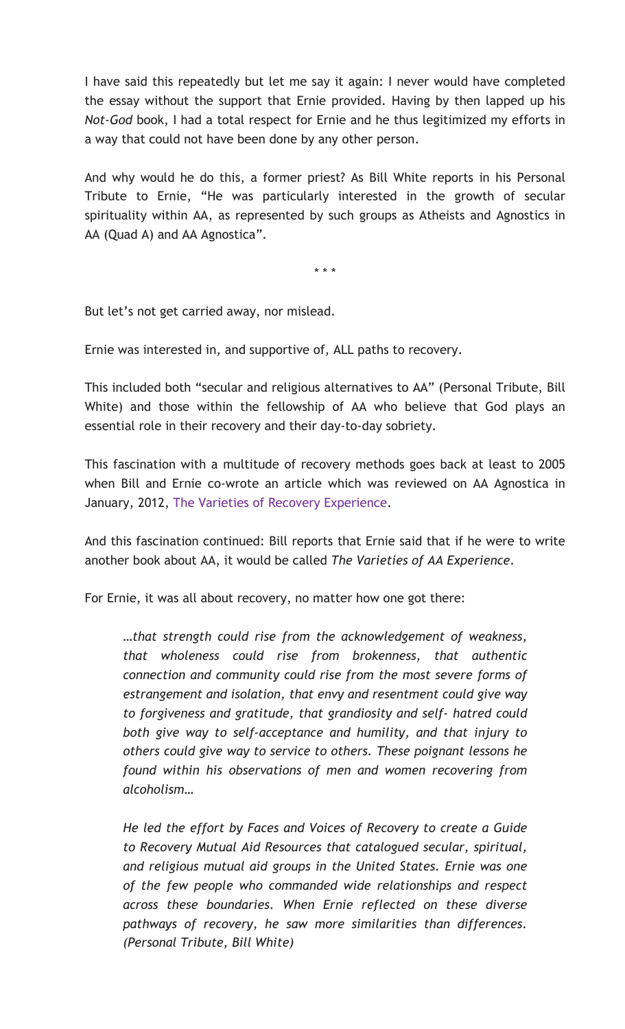I have said this repeatedly but let me say it again: I never would have completed the essay without the support that Ernie provided. Having by then lapped up his *Not-God* book, I had a total respect for Ernie and he thus legitimized my efforts in a way that could not have been done by any other person.

And why would he do this, a former priest? As Bill White reports in his Personal Tribute to Ernie, "He was particularly interested in the growth of secular spirituality within AA, as represented by such groups as Atheists and Agnostics in AA (Quad A) and AA Agnostica".

\* \* \*

But let's not get carried away, nor mislead.

Ernie was interested in, and supportive of, ALL paths to recovery.

This included both "secular and religious alternatives to AA" (Personal Tribute, Bill White) and those within the fellowship of AA who believe that God plays an essential role in their recovery and their day-to-day sobriety.

This fascination with a multitude of recovery methods goes back at least to 2005 when Bill and Ernie co-wrote an article which was reviewed on AA Agnostica in January, 2012, The Varieties of Recovery Experience.

And this fascination continued: Bill reports that Ernie said that if he were to write another book about AA, it would be called *The Varieties of AA Experience*.

For Ernie, it was all about recovery, no matter how one got there:

> *…that strength could rise from the acknowledgement of weakness, that wholeness could rise from brokenness, that authentic connection and community could rise from the most severe forms of estrangement and isolation, that envy and resentment could give way to forgiveness and gratitude, that grandiosity and self- hatred could both give way to self-acceptance and humility, and that injury to others could give way to service to others. These poignant lessons he found within his observations of men and women recovering from alcoholism…*
>
> *He led the effort by Faces and Voices of Recovery to create a Guide to Recovery Mutual Aid Resources that catalogued secular, spiritual, and religious mutual aid groups in the United States. Ernie was one of the few people who commanded wide relationships and respect across these boundaries. When Ernie reflected on these diverse pathways of recovery, he saw more similarities than differences. (Personal Tribute, Bill White)*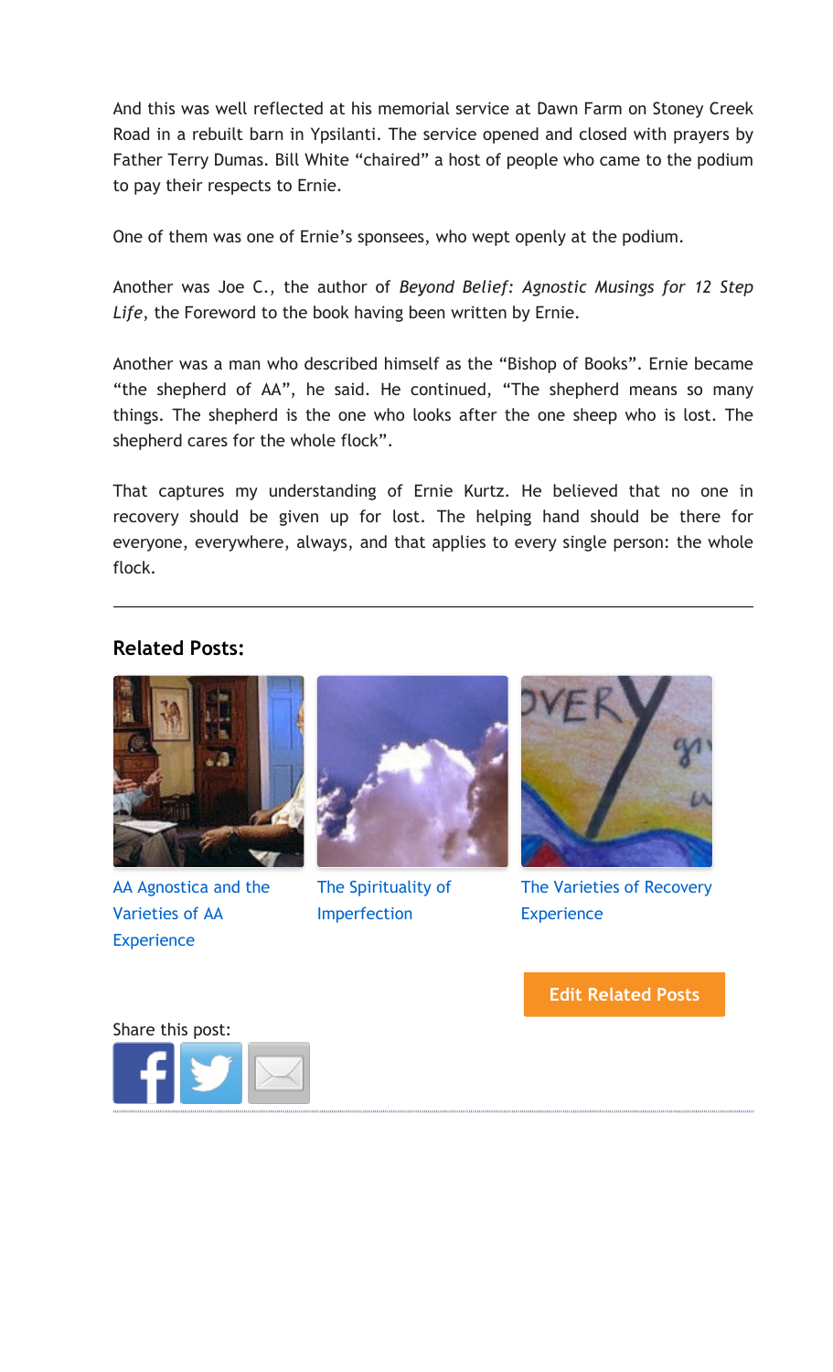And this was well reflected at his memorial service at Dawn Farm on Stoney Creek Road in a rebuilt barn in Ypsilanti. The service opened and closed with prayers by Father Terry Dumas. Bill White "chaired" a host of people who came to the podium to pay their respects to Ernie.

One of them was one of Ernie's sponsees, who wept openly at the podium.

Another was Joe C., the author of *Beyond Belief: Agnostic Musings for 12 Step Life*, the Foreword to the book having been written by Ernie.

Another was a man who described himself as the "Bishop of Books". Ernie became "the shepherd of AA", he said. He continued, "The shepherd means so many things. The shepherd is the one who looks after the one sheep who is lost. The shepherd cares for the whole flock".

That captures my understanding of Ernie Kurtz. He believed that no one in recovery should be given up for lost. The helping hand should be there for everyone, everywhere, always, and that applies to every single person: the whole flock.

---

**Related Posts:**

AA Agnostica and the Varieties of AA Experience

The Spirituality of Imperfection

The Varieties of Recovery Experience

Edit Related Posts

Share this post: